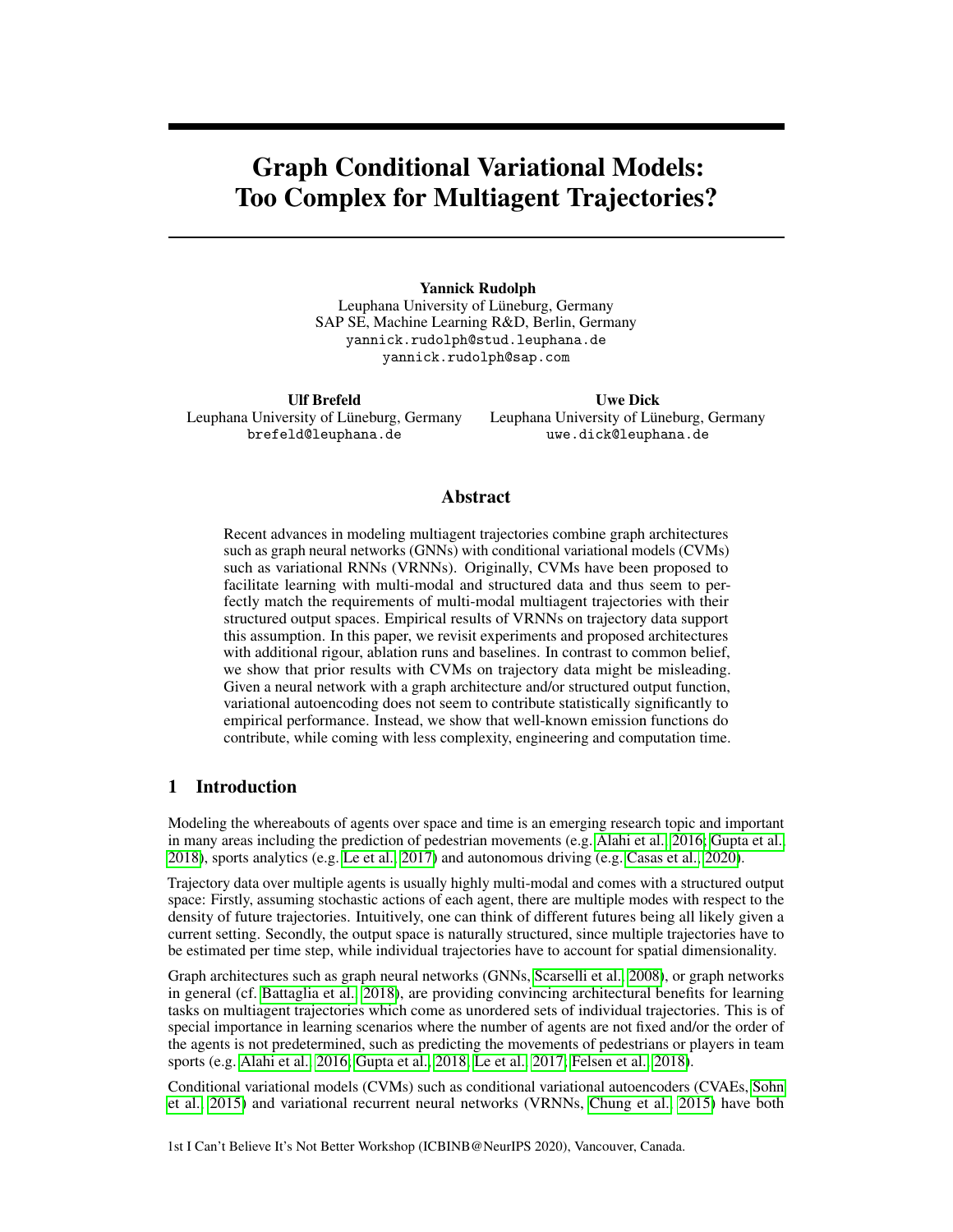# Graph Conditional Variational Models: Too Complex for Multiagent Trajectories?

**Yannick Rudolph**
Leuphana University of Lüneburg, Germany
SAP SE, Machine Learning R&D, Berlin, Germany
yannick.rudolph@stud.leuphana.de
yannick.rudolph@sap.com

**Ulf Brefeld**
Leuphana University of Lüneburg, Germany
brefeld@leuphana.de

**Uwe Dick**
Leuphana University of Lüneburg, Germany
uwe.dick@leuphana.de

## Abstract

Recent advances in modeling multiagent trajectories combine graph architectures such as graph neural networks (GNNs) with conditional variational models (CVMs) such as variational RNNs (VRNNs). Originally, CVMs have been proposed to facilitate learning with multi-modal and structured data and thus seem to perfectly match the requirements of multi-modal multiagent trajectories with their structured output spaces. Empirical results of VRNNs on trajectory data support this assumption. In this paper, we revisit experiments and proposed architectures with additional rigour, ablation runs and baselines. In contrast to common belief, we show that prior results with CVMs on trajectory data might be misleading. Given a neural network with a graph architecture and/or structured output function, variational autoencoding does not seem to contribute statistically significantly to empirical performance. Instead, we show that well-known emission functions do contribute, while coming with less complexity, engineering and computation time.

## 1 Introduction

Modeling the whereabouts of agents over space and time is an emerging research topic and important in many areas including the prediction of pedestrian movements (e.g. Alahi et al., 2016; Gupta et al., 2018), sports analytics (e.g. Le et al., 2017) and autonomous driving (e.g. Casas et al., 2020).

Trajectory data over multiple agents is usually highly multi-modal and comes with a structured output space: Firstly, assuming stochastic actions of each agent, there are multiple modes with respect to the density of future trajectories. Intuitively, one can think of different futures being all likely given a current setting. Secondly, the output space is naturally structured, since multiple trajectories have to be estimated per time step, while individual trajectories have to account for spatial dimensionality.

Graph architectures such as graph neural networks (GNNs, Scarselli et al., 2008), or graph networks in general (cf. Battaglia et al., 2018), are providing convincing architectural benefits for learning tasks on multiagent trajectories which come as unordered sets of individual trajectories. This is of special importance in learning scenarios where the number of agents are not fixed and/or the order of the agents is not predetermined, such as predicting the movements of pedestrians or players in team sports (e.g. Alahi et al., 2016; Gupta et al., 2018; Le et al., 2017; Felsen et al., 2018).

Conditional variational models (CVMs) such as conditional variational autoencoders (CVAEs, Sohn et al., 2015) and variational recurrent neural networks (VRNNs, Chung et al., 2015) have both

1st I Can't Believe It's Not Better Workshop (ICBINB@NeurIPS 2020), Vancouver, Canada.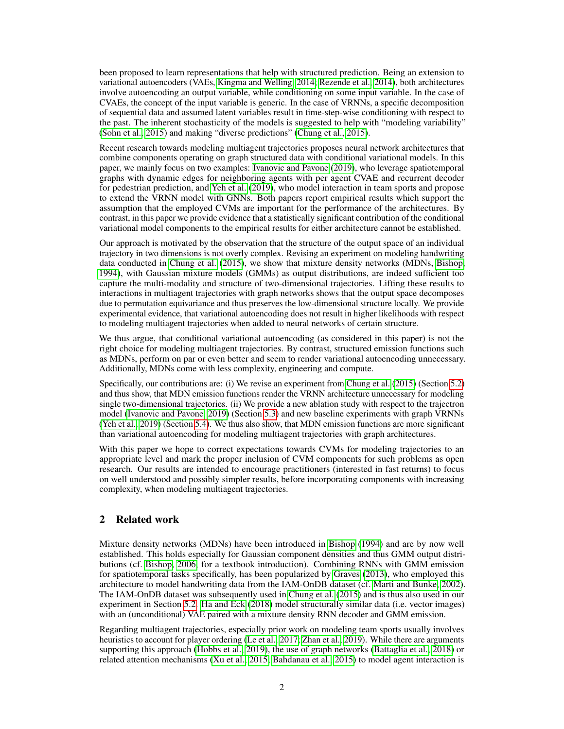been proposed to learn representations that help with structured prediction. Being an extension to variational autoencoders (VAEs, Kingma and Welling, 2014; Rezende et al., 2014), both architectures involve autoencoding an output variable, while conditioning on some input variable. In the case of CVAEs, the concept of the input variable is generic. In the case of VRNNs, a specific decomposition of sequential data and assumed latent variables result in time-step-wise conditioning with respect to the past. The inherent stochasticity of the models is suggested to help with "modeling variability" (Sohn et al., 2015) and making "diverse predictions" (Chung et al., 2015).

Recent research towards modeling multiagent trajectories proposes neural network architectures that combine components operating on graph structured data with conditional variational models. In this paper, we mainly focus on two examples: Ivanovic and Pavone (2019), who leverage spatiotemporal graphs with dynamic edges for neighboring agents with per agent CVAE and recurrent decoder for pedestrian prediction, and Yeh et al. (2019), who model interaction in team sports and propose to extend the VRNN model with GNNs. Both papers report empirical results which support the assumption that the employed CVMs are important for the performance of the architectures. By contrast, in this paper we provide evidence that a statistically significant contribution of the conditional variational model components to the empirical results for either architecture cannot be established.

Our approach is motivated by the observation that the structure of the output space of an individual trajectory in two dimensions is not overly complex. Revising an experiment on modeling handwriting data conducted in Chung et al. (2015), we show that mixture density networks (MDNs, Bishop, 1994), with Gaussian mixture models (GMMs) as output distributions, are indeed sufficient too capture the multi-modality and structure of two-dimensional trajectories. Lifting these results to interactions in multiagent trajectories with graph networks shows that the output space decomposes due to permutation equivariance and thus preserves the low-dimensional structure locally. We provide experimental evidence, that variational autoencoding does not result in higher likelihoods with respect to modeling multiagent trajectories when added to neural networks of certain structure.

We thus argue, that conditional variational autoencoding (as considered in this paper) is not the right choice for modeling multiagent trajectories. By contrast, structured emission functions such as MDNs, perform on par or even better and seem to render variational autoencoding unnecessary. Additionally, MDNs come with less complexity, engineering and compute.

Specifically, our contributions are: (i) We revise an experiment from Chung et al. (2015) (Section 5.2) and thus show, that MDN emission functions render the VRNN architecture unnecessary for modeling single two-dimensional trajectories. (ii) We provide a new ablation study with respect to the trajectron model (Ivanovic and Pavone, 2019) (Section 5.3) and new baseline experiments with graph VRNNs (Yeh et al., 2019) (Section 5.4). We thus also show, that MDN emission functions are more significant than variational autoencoding for modeling multiagent trajectories with graph architectures.

With this paper we hope to correct expectations towards CVMs for modeling trajectories to an appropriate level and mark the proper inclusion of CVM components for such problems as open research. Our results are intended to encourage practitioners (interested in fast returns) to focus on well understood and possibly simpler results, before incorporating components with increasing complexity, when modeling multiagent trajectories.

## 2 Related work

Mixture density networks (MDNs) have been introduced in Bishop (1994) and are by now well established. This holds especially for Gaussian component densities and thus GMM output distributions (cf. Bishop, 2006, for a textbook introduction). Combining RNNs with GMM emission for spatiotemporal tasks specifically, has been popularized by Graves (2013), who employed this architecture to model handwriting data from the IAM-OnDB dataset (cf. Marti and Bunke, 2002). The IAM-OnDB dataset was subsequently used in Chung et al. (2015) and is thus also used in our experiment in Section 5.2. Ha and Eck (2018) model structurally similar data (i.e. vector images) with an (unconditional) VAE paired with a mixture density RNN decoder and GMM emission.

Regarding multiagent trajectories, especially prior work on modeling team sports usually involves heuristics to account for player ordering (Le et al., 2017; Zhan et al., 2019). While there are arguments supporting this approach (Hobbs et al., 2019), the use of graph networks (Battaglia et al., 2018) or related attention mechanisms (Xu et al., 2015; Bahdanau et al., 2015) to model agent interaction is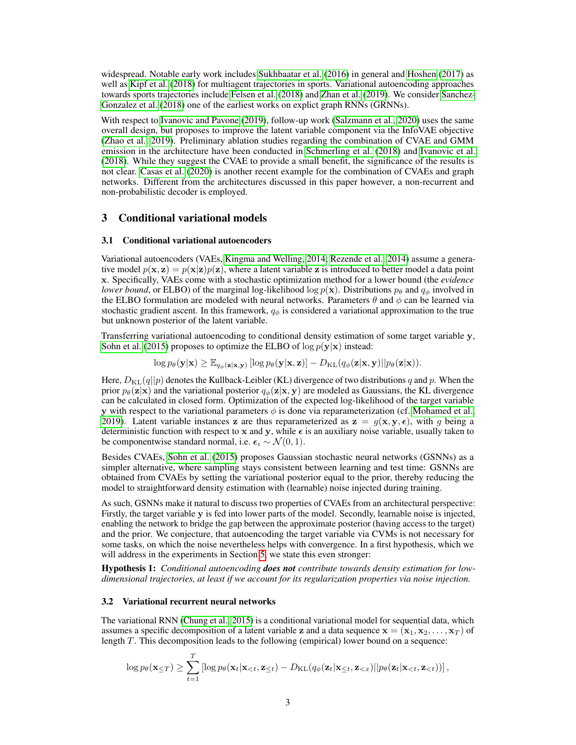widespread. Notable early work includes Sukhbaatar et al. (2016) in general and Hoshen (2017) as well as Kipf et al. (2018) for multiagent trajectories in sports. Variational autoencoding approaches towards sports trajectories include Felsen et al. (2018) and Zhan et al. (2019). We consider Sanchez-Gonzalez et al. (2018) one of the earliest works on explict graph RNNs (GRNNs).

With respect to Ivanovic and Pavone (2019), follow-up work (Salzmann et al., 2020) uses the same overall design, but proposes to improve the latent variable component via the InfoVAE objective (Zhao et al., 2019). Preliminary ablation studies regarding the combination of CVAE and GMM emission in the architecture have been conducted in Schmerling et al. (2018) and Ivanovic et al. (2018). While they suggest the CVAE to provide a small benefit, the significance of the results is not clear. Casas et al. (2020) is another recent example for the combination of CVAEs and graph networks. Different from the architectures discussed in this paper however, a non-recurrent and non-probabilistic decoder is employed.

## 3 Conditional variational models

### 3.1 Conditional variational autoencoders

Variational autoencoders (VAEs, Kingma and Welling, 2014; Rezende et al., 2014) assume a generative model $p(\mathbf{x}, \mathbf{z}) = p(\mathbf{x}|\mathbf{z})p(\mathbf{z})$, where a latent variable $\mathbf{z}$ is introduced to better model a data point $\mathbf{x}$. Specifically, VAEs come with a stochastic optimization method for a lower bound (the *evidence lower bound*, or ELBO) of the marginal log-likelihood $\log p(\mathbf{x})$. Distributions $p_\theta$ and $q_\phi$ involved in the ELBO formulation are modeled with neural networks. Parameters $\theta$ and $\phi$ can be learned via stochastic gradient ascent. In this framework, $q_\phi$ is considered a variational approximation to the true but unknown posterior of the latent variable.

Transferring variational autoencoding to conditional density estimation of some target variable $\mathbf{y}$, Sohn et al. (2015) proposes to optimize the ELBO of $\log p(\mathbf{y}|\mathbf{x})$ instead:

$$\log p_\theta(\mathbf{y}|\mathbf{x}) \geq \mathbb{E}_{q_\phi(\mathbf{z}|\mathbf{x},\mathbf{y})} \left[\log p_\theta(\mathbf{y}|\mathbf{x}, \mathbf{z})\right] - D_{\mathrm{KL}}(q_\phi(\mathbf{z}|\mathbf{x}, \mathbf{y})||p_\theta(\mathbf{z}|\mathbf{x})).$$

Here, $D_{\mathrm{KL}}(q||p)$ denotes the Kullback-Leibler (KL) divergence of two distributions $q$ and $p$. When the prior $p_\theta(\mathbf{z}|\mathbf{x})$ and the variational posterior $q_\phi(\mathbf{z}|\mathbf{x}, \mathbf{y})$ are modeled as Gaussians, the KL divergence can be calculated in closed form. Optimization of the expected log-likelihood of the target variable $\mathbf{y}$ with respect to the variational parameters $\phi$ is done via reparameterization (cf. Mohamed et al., 2019). Latent variable instances $\mathbf{z}$ are thus reparameterized as $\mathbf{z} = g(\mathbf{x}, \mathbf{y}, \boldsymbol{\epsilon})$, with $g$ being a deterministic function with respect to $\mathbf{x}$ and $\mathbf{y}$, while $\boldsymbol{\epsilon}$ is an auxiliary noise variable, usually taken to be componentwise standard normal, i.e. $\boldsymbol{\epsilon}_i \sim \mathcal{N}(0, 1)$.

Besides CVAEs, Sohn et al. (2015) proposes Gaussian stochastic neural networks (GSNNs) as a simpler alternative, where sampling stays consistent between learning and test time: GSNNs are obtained from CVAEs by setting the variational posterior equal to the prior, thereby reducing the model to straightforward density estimation with (learnable) noise injected during training.

As such, GSNNs make it natural to discuss two properties of CVAEs from an architectural perspective: Firstly, the target variable $\mathbf{y}$ is fed into lower parts of the model. Secondly, learnable noise is injected, enabling the network to bridge the gap between the approximate posterior (having access to the target) and the prior. We conjecture, that autoencoding the target variable via CVMs is not necessary for some tasks, on which the noise nevertheless helps with convergence. In a first hypothesis, which we will address in the experiments in Section 5, we state this even stronger:

**Hypothesis 1:** *Conditional autoencoding* ***does not*** *contribute towards density estimation for low-dimensional trajectories, at least if we account for its regularization properties via noise injection.*

### 3.2 Variational recurrent neural networks

The variational RNN (Chung et al., 2015) is a conditional variational model for sequential data, which assumes a specific decomposition of a latent variable $\mathbf{z}$ and a data sequence $\mathbf{x} = (\mathbf{x}_1, \mathbf{x}_2, \ldots, \mathbf{x}_T)$ of length $T$. This decomposition leads to the following (empirical) lower bound on a sequence:

$$\log p_\theta(\mathbf{x}_{\leq T}) \geq \sum_{t=1}^{T} \left[\log p_\theta(\mathbf{x}_t|\mathbf{x}_{<t}, \mathbf{z}_{\leq t}) - D_{\mathrm{KL}}(q_\phi(\mathbf{z}_t|\mathbf{x}_{\leq t}, \mathbf{z}_{<x})||p_\theta(\mathbf{z}_t|\mathbf{x}_{<t}, \mathbf{z}_{<t}))\right],$$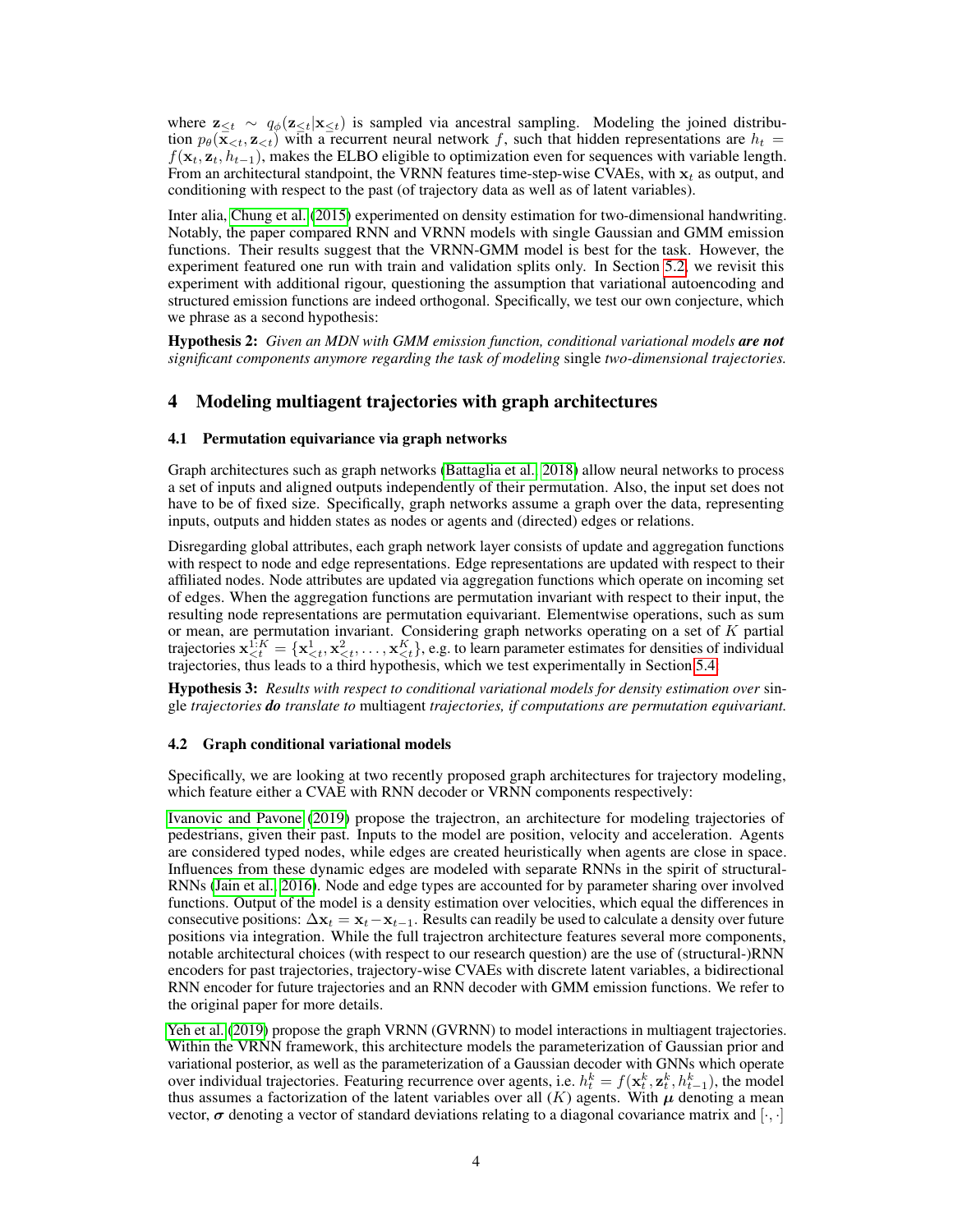where $\mathbf{z}_{\leq t} \sim q_\phi(\mathbf{z}_{\leq t}|\mathbf{x}_{\leq t})$ is sampled via ancestral sampling. Modeling the joined distribution $p_\theta(\mathbf{x}_{<t}, \mathbf{z}_{<t})$ with a recurrent neural network $f$, such that hidden representations are $h_t = f(\mathbf{x}_t, \mathbf{z}_t, h_{t-1})$, makes the ELBO eligible to optimization even for sequences with variable length. From an architectural standpoint, the VRNN features time-step-wise CVAEs, with $\mathbf{x}_t$ as output, and conditioning with respect to the past (of trajectory data as well as of latent variables).

Inter alia, Chung et al. (2015) experimented on density estimation for two-dimensional handwriting. Notably, the paper compared RNN and VRNN models with single Gaussian and GMM emission functions. Their results suggest that the VRNN-GMM model is best for the task. However, the experiment featured one run with train and validation splits only. In Section 5.2, we revisit this experiment with additional rigour, questioning the assumption that variational autoencoding and structured emission functions are indeed orthogonal. Specifically, we test our own conjecture, which we phrase as a second hypothesis:

**Hypothesis 2:** *Given an MDN with GMM emission function, conditional variational models* ***are not*** *significant components anymore regarding the task of modeling* single *two-dimensional trajectories.*

# 4 Modeling multiagent trajectories with graph architectures

## 4.1 Permutation equivariance via graph networks

Graph architectures such as graph networks (Battaglia et al., 2018) allow neural networks to process a set of inputs and aligned outputs independently of their permutation. Also, the input set does not have to be of fixed size. Specifically, graph networks assume a graph over the data, representing inputs, outputs and hidden states as nodes or agents and (directed) edges or relations.

Disregarding global attributes, each graph network layer consists of update and aggregation functions with respect to node and edge representations. Edge representations are updated with respect to their affiliated nodes. Node attributes are updated via aggregation functions which operate on incoming set of edges. When the aggregation functions are permutation invariant with respect to their input, the resulting node representations are permutation equivariant. Elementwise operations, such as sum or mean, are permutation invariant. Considering graph networks operating on a set of $K$ partial trajectories $\mathbf{x}^{1:K}_{<t} = \{\mathbf{x}^1_{<t}, \mathbf{x}^2_{<t}, \ldots, \mathbf{x}^K_{<t}\}$, e.g. to learn parameter estimates for densities of individual trajectories, thus leads to a third hypothesis, which we test experimentally in Section 5.4.

**Hypothesis 3:** *Results with respect to conditional variational models for density estimation over* single *trajectories* ***do*** *translate to* multiagent *trajectories, if computations are permutation equivariant.*

## 4.2 Graph conditional variational models

Specifically, we are looking at two recently proposed graph architectures for trajectory modeling, which feature either a CVAE with RNN decoder or VRNN components respectively:

Ivanovic and Pavone (2019) propose the trajectron, an architecture for modeling trajectories of pedestrians, given their past. Inputs to the model are position, velocity and acceleration. Agents are considered typed nodes, while edges are created heuristically when agents are close in space. Influences from these dynamic edges are modeled with separate RNNs in the spirit of structural-RNNs (Jain et al., 2016). Node and edge types are accounted for by parameter sharing over involved functions. Output of the model is a density estimation over velocities, which equal the differences in consecutive positions: $\Delta\mathbf{x}_t = \mathbf{x}_t - \mathbf{x}_{t-1}$. Results can readily be used to calculate a density over future positions via integration. While the full trajectron architecture features several more components, notable architectural choices (with respect to our research question) are the use of (structural-)RNN encoders for past trajectories, trajectory-wise CVAEs with discrete latent variables, a bidirectional RNN encoder for future trajectories and an RNN decoder with GMM emission functions. We refer to the original paper for more details.

Yeh et al. (2019) propose the graph VRNN (GVRNN) to model interactions in multiagent trajectories. Within the VRNN framework, this architecture models the parameterization of Gaussian prior and variational posterior, as well as the parameterization of a Gaussian decoder with GNNs which operate over individual trajectories. Featuring recurrence over agents, i.e. $h^k_t = f(\mathbf{x}^k_t, \mathbf{z}^k_t, h^k_{t-1})$, the model thus assumes a factorization of the latent variables over all ($K$) agents. With $\boldsymbol{\mu}$ denoting a mean vector, $\boldsymbol{\sigma}$ denoting a vector of standard deviations relating to a diagonal covariance matrix and $[\cdot, \cdot]$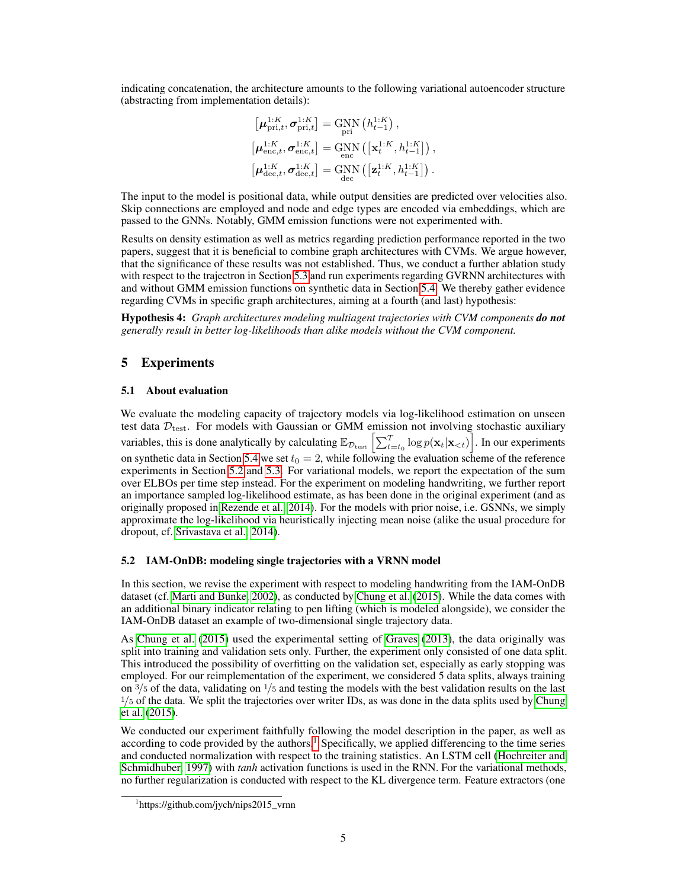indicating concatenation, the architecture amounts to the following variational autoencoder structure (abstracting from implementation details):

$$
\begin{aligned}
\left[\boldsymbol{\mu}_{\text{pri},t}^{1:K}, \boldsymbol{\sigma}_{\text{pri},t}^{1:K}\right] &= \underset{\text{pri}}{\text{GNN}}\left(h_{t-1}^{1:K}\right), \\
\left[\boldsymbol{\mu}_{\text{enc},t}^{1:K}, \boldsymbol{\sigma}_{\text{enc},t}^{1:K}\right] &= \underset{\text{enc}}{\text{GNN}}\left(\left[\mathbf{x}_{t}^{1:K}, h_{t-1}^{1:K}\right]\right), \\
\left[\boldsymbol{\mu}_{\text{dec},t}^{1:K}, \boldsymbol{\sigma}_{\text{dec},t}^{1:K}\right] &= \underset{\text{dec}}{\text{GNN}}\left(\left[\mathbf{z}_{t}^{1:K}, h_{t-1}^{1:K}\right]\right).
\end{aligned}
$$

The input to the model is positional data, while output densities are predicted over velocities also. Skip connections are employed and node and edge types are encoded via embeddings, which are passed to the GNNs. Notably, GMM emission functions were not experimented with.

Results on density estimation as well as metrics regarding prediction performance reported in the two papers, suggest that it is beneficial to combine graph architectures with CVMs. We argue however, that the significance of these results was not established. Thus, we conduct a further ablation study with respect to the trajectron in Section 5.3 and run experiments regarding GVRNN architectures with and without GMM emission functions on synthetic data in Section 5.4. We thereby gather evidence regarding CVMs in specific graph architectures, aiming at a fourth (and last) hypothesis:

**Hypothesis 4:** *Graph architectures modeling multiagent trajectories with CVM components* ***do not*** *generally result in better log-likelihoods than alike models without the CVM component.*

## 5 Experiments

### 5.1 About evaluation

We evaluate the modeling capacity of trajectory models via log-likelihood estimation on unseen test data $\mathcal{D}_{\text{test}}$. For models with Gaussian or GMM emission not involving stochastic auxiliary variables, this is done analytically by calculating $\mathbb{E}_{\mathcal{D}_{\text{test}}}\left[\sum_{t=t_0}^{T} \log p(\mathbf{x}_t|\mathbf{x}_{<t})\right]$. In our experiments on synthetic data in Section 5.4 we set $t_0 = 2$, while following the evaluation scheme of the reference experiments in Section 5.2 and 5.3. For variational models, we report the expectation of the sum over ELBOs per time step instead. For the experiment on modeling handwriting, we further report an importance sampled log-likelihood estimate, as has been done in the original experiment (and as originally proposed in Rezende et al. 2014). For the models with prior noise, i.e. GSNNs, we simply approximate the log-likelihood via heuristically injecting mean noise (alike the usual procedure for dropout, cf. Srivastava et al. 2014).

### 5.2 IAM-OnDB: modeling single trajectories with a VRNN model

In this section, we revise the experiment with respect to modeling handwriting from the IAM-OnDB dataset (cf. Marti and Bunke, 2002), as conducted by Chung et al. (2015). While the data comes with an additional binary indicator relating to pen lifting (which is modeled alongside), we consider the IAM-OnDB dataset an example of two-dimensional single trajectory data.

As Chung et al. (2015) used the experimental setting of Graves (2013), the data originally was split into training and validation sets only. Further, the experiment only consisted of one data split. This introduced the possibility of overfitting on the validation set, especially as early stopping was employed. For our reimplementation of the experiment, we considered 5 data splits, always training on $3/5$ of the data, validating on $1/5$ and testing the models with the best validation results on the last $1/5$ of the data. We split the trajectories over writer IDs, as was done in the data splits used by Chung et al. (2015).

We conducted our experiment faithfully following the model description in the paper, as well as according to code provided by the authors.[1] Specifically, we applied differencing to the time series and conducted normalization with respect to the training statistics. An LSTM cell (Hochreiter and Schmidhuber, 1997) with *tanh* activation functions is used in the RNN. For the variational methods, no further regularization is conducted with respect to the KL divergence term. Feature extractors (one

[1] https://github.com/jych/nips2015_vrnn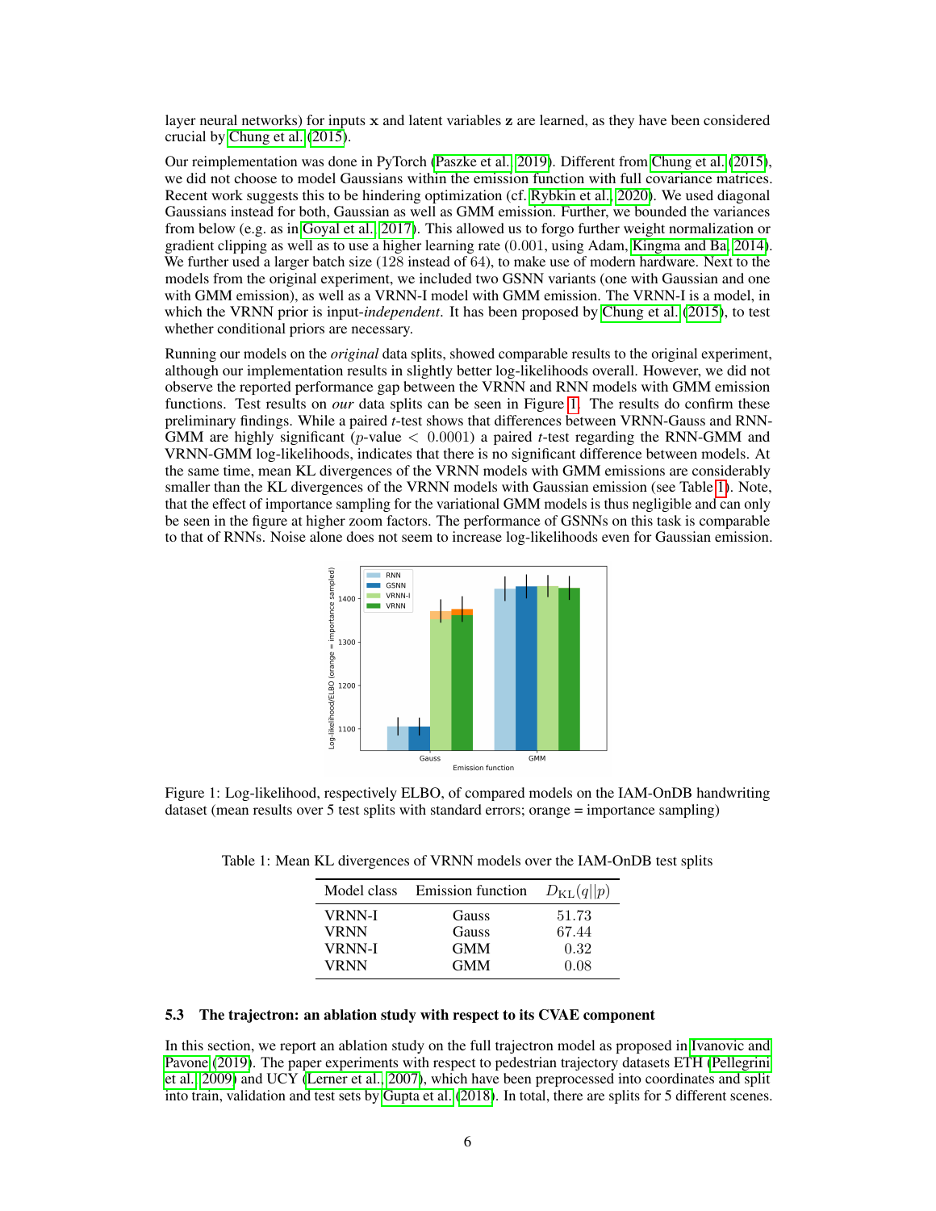layer neural networks) for inputs $\mathbf{x}$ and latent variables $\mathbf{z}$ are learned, as they have been considered crucial by Chung et al. (2015).

Our reimplementation was done in PyTorch (Paszke et al., 2019). Different from Chung et al. (2015), we did not choose to model Gaussians within the emission function with full covariance matrices. Recent work suggests this to be hindering optimization (cf. Rybkin et al., 2020). We used diagonal Gaussians instead for both, Gaussian as well as GMM emission. Further, we bounded the variances from below (e.g. as in Goyal et al., 2017). This allowed us to forgo further weight normalization or gradient clipping as well as to use a higher learning rate (0.001, using Adam, Kingma and Ba, 2014). We further used a larger batch size (128 instead of 64), to make use of modern hardware. Next to the models from the original experiment, we included two GSNN variants (one with Gaussian and one with GMM emission), as well as a VRNN-I model with GMM emission. The VRNN-I is a model, in which the VRNN prior is input-*independent*. It has been proposed by Chung et al. (2015), to test whether conditional priors are necessary.

Running our models on the *original* data splits, showed comparable results to the original experiment, although our implementation results in slightly better log-likelihoods overall. However, we did not observe the reported performance gap between the VRNN and RNN models with GMM emission functions. Test results on *our* data splits can be seen in Figure 1. The results do confirm these preliminary findings. While a paired $t$-test shows that differences between VRNN-Gauss and RNN-GMM are highly significant ($p$-value $< 0.0001$) a paired $t$-test regarding the RNN-GMM and VRNN-GMM log-likelihoods, indicates that there is no significant difference between models. At the same time, mean KL divergences of the VRNN models with GMM emissions are considerably smaller than the KL divergences of the VRNN models with Gaussian emission (see Table 1). Note, that the effect of importance sampling for the variational GMM models is thus negligible and can only be seen in the figure at higher zoom factors. The performance of GSNNs on this task is comparable to that of RNNs. Noise alone does not seem to increase log-likelihoods even for Gaussian emission.

Figure 1: Log-likelihood, respectively ELBO, of compared models on the IAM-OnDB handwriting dataset (mean results over 5 test splits with standard errors; orange = importance sampling)

Table 1: Mean KL divergences of VRNN models over the IAM-OnDB test splits

| Model class | Emission function | $D_{\mathrm{KL}}(q\|\|p)$ |
|---|---|---|
| VRNN-I | Gauss | 51.73 |
| VRNN | Gauss | 67.44 |
| VRNN-I | GMM | 0.32 |
| VRNN | GMM | 0.08 |

### 5.3 The trajectron: an ablation study with respect to its CVAE component

In this section, we report an ablation study on the full trajectron model as proposed in Ivanovic and Pavone (2019). The paper experiments with respect to pedestrian trajectory datasets ETH (Pellegrini et al., 2009) and UCY (Lerner et al., 2007), which have been preprocessed into coordinates and split into train, validation and test sets by Gupta et al. (2018). In total, there are splits for 5 different scenes.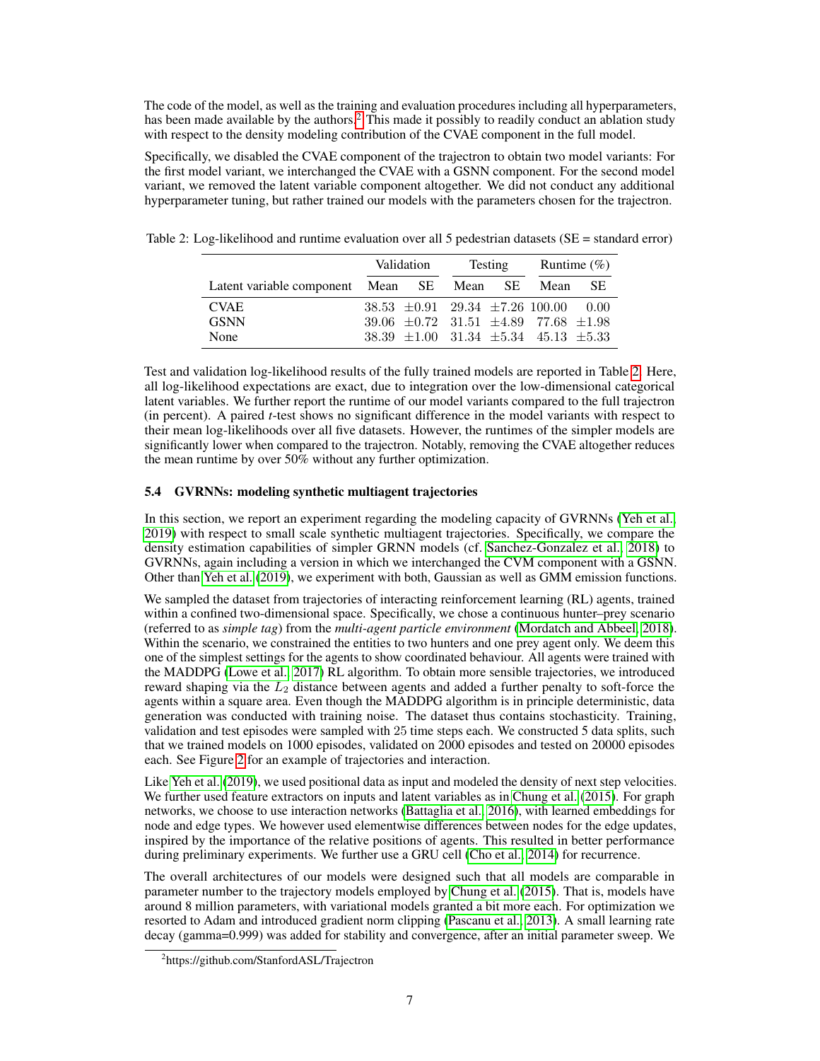The code of the model, as well as the training and evaluation procedures including all hyperparameters, has been made available by the authors.[2] This made it possibly to readily conduct an ablation study with respect to the density modeling contribution of the CVAE component in the full model.

Specifically, we disabled the CVAE component of the trajectron to obtain two model variants: For the first model variant, we interchanged the CVAE with a GSNN component. For the second model variant, we removed the latent variable component altogether. We did not conduct any additional hyperparameter tuning, but rather trained our models with the parameters chosen for the trajectron.

Table 2: Log-likelihood and runtime evaluation over all 5 pedestrian datasets (SE = standard error)

| | Validation | | Testing | | Runtime (%) | |
|---|---|---|---|---|---|---|
| Latent variable component | Mean | SE | Mean | SE | Mean | SE |
| CVAE | 38.53 | $\pm 0.91$ | 29.34 | $\pm 7.26$ | 100.00 | 0.00 |
| GSNN | 39.06 | $\pm 0.72$ | 31.51 | $\pm 4.89$ | 77.68 | $\pm 1.98$ |
| None | 38.39 | $\pm 1.00$ | 31.34 | $\pm 5.34$ | 45.13 | $\pm 5.33$ |

Test and validation log-likelihood results of the fully trained models are reported in Table 2. Here, all log-likelihood expectations are exact, due to integration over the low-dimensional categorical latent variables. We further report the runtime of our model variants compared to the full trajectron (in percent). A paired *t*-test shows no significant difference in the model variants with respect to their mean log-likelihoods over all five datasets. However, the runtimes of the simpler models are significantly lower when compared to the trajectron. Notably, removing the CVAE altogether reduces the mean runtime by over 50% without any further optimization.

### 5.4 GVRNNs: modeling synthetic multiagent trajectories

In this section, we report an experiment regarding the modeling capacity of GVRNNs (Yeh et al., 2019) with respect to small scale synthetic multiagent trajectories. Specifically, we compare the density estimation capabilities of simpler GRNN models (cf. Sanchez-Gonzalez et al., 2018) to GVRNNs, again including a version in which we interchanged the CVM component with a GSNN. Other than Yeh et al. (2019), we experiment with both, Gaussian as well as GMM emission functions.

We sampled the dataset from trajectories of interacting reinforcement learning (RL) agents, trained within a confined two-dimensional space. Specifically, we chose a continuous hunter–prey scenario (referred to as *simple tag*) from the *multi-agent particle environment* (Mordatch and Abbeel, 2018). Within the scenario, we constrained the entities to two hunters and one prey agent only. We deem this one of the simplest settings for the agents to show coordinated behaviour. All agents were trained with the MADDPG (Lowe et al., 2017) RL algorithm. To obtain more sensible trajectories, we introduced reward shaping via the $L_2$ distance between agents and added a further penalty to soft-force the agents within a square area. Even though the MADDPG algorithm is in principle deterministic, data generation was conducted with training noise. The dataset thus contains stochasticity. Training, validation and test episodes were sampled with 25 time steps each. We constructed 5 data splits, such that we trained models on 1000 episodes, validated on 2000 episodes and tested on 20000 episodes each. See Figure 2 for an example of trajectories and interaction.

Like Yeh et al. (2019), we used positional data as input and modeled the density of next step velocities. We further used feature extractors on inputs and latent variables as in Chung et al. (2015). For graph networks, we choose to use interaction networks (Battaglia et al., 2016), with learned embeddings for node and edge types. We however used elementwise differences between nodes for the edge updates, inspired by the importance of the relative positions of agents. This resulted in better performance during preliminary experiments. We further use a GRU cell (Cho et al., 2014) for recurrence.

The overall architectures of our models were designed such that all models are comparable in parameter number to the trajectory models employed by Chung et al. (2015). That is, models have around 8 million parameters, with variational models granted a bit more each. For optimization we resorted to Adam and introduced gradient norm clipping (Pascanu et al., 2013). A small learning rate decay (gamma=0.999) was added for stability and convergence, after an initial parameter sweep. We

[2] https://github.com/StanfordASL/Trajectron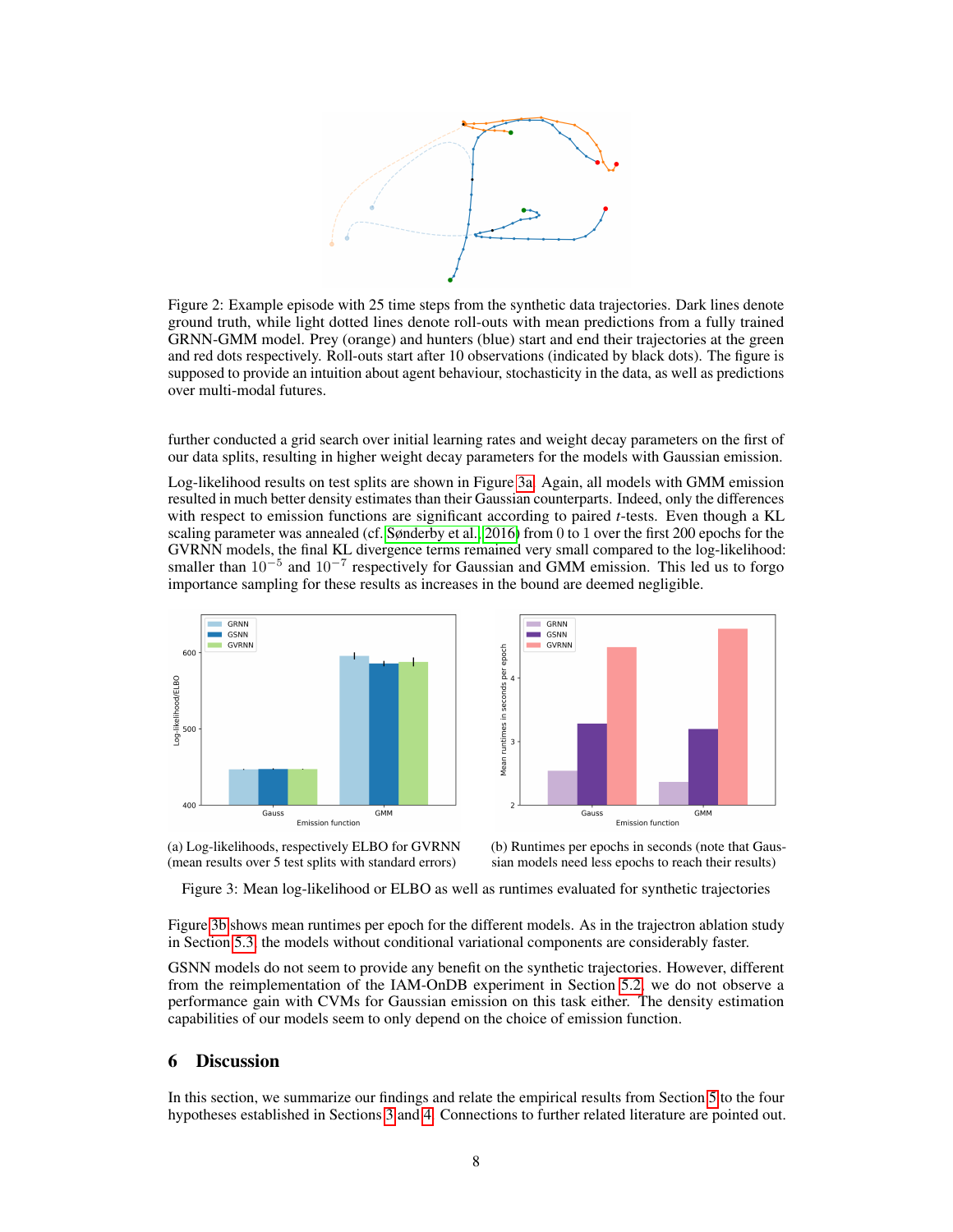Figure 2: Example episode with 25 time steps from the synthetic data trajectories. Dark lines denote ground truth, while light dotted lines denote roll-outs with mean predictions from a fully trained GRNN-GMM model. Prey (orange) and hunters (blue) start and end their trajectories at the green and red dots respectively. Roll-outs start after 10 observations (indicated by black dots). The figure is supposed to provide an intuition about agent behaviour, stochasticity in the data, as well as predictions over multi-modal futures.

further conducted a grid search over initial learning rates and weight decay parameters on the first of our data splits, resulting in higher weight decay parameters for the models with Gaussian emission.

Log-likelihood results on test splits are shown in Figure 3a. Again, all models with GMM emission resulted in much better density estimates than their Gaussian counterparts. Indeed, only the differences with respect to emission functions are significant according to paired $t$-tests. Even though a KL scaling parameter was annealed (cf. Sønderby et al. 2016) from 0 to 1 over the first 200 epochs for the GVRNN models, the final KL divergence terms remained very small compared to the log-likelihood: smaller than $10^{-5}$ and $10^{-7}$ respectively for Gaussian and GMM emission. This led us to forgo importance sampling for these results as increases in the bound are deemed negligible.

(a) Log-likelihoods, respectively ELBO for GVRNN (mean results over 5 test splits with standard errors)

(b) Runtimes per epochs in seconds (note that Gaussian models need less epochs to reach their results)

Figure 3: Mean log-likelihood or ELBO as well as runtimes evaluated for synthetic trajectories

Figure 3b shows mean runtimes per epoch for the different models. As in the trajectron ablation study in Section 5.3, the models without conditional variational components are considerably faster.

GSNN models do not seem to provide any benefit on the synthetic trajectories. However, different from the reimplementation of the IAM-OnDB experiment in Section 5.2, we do not observe a performance gain with CVMs for Gaussian emission on this task either. The density estimation capabilities of our models seem to only depend on the choice of emission function.

## 6 Discussion

In this section, we summarize our findings and relate the empirical results from Section 5 to the four hypotheses established in Sections 3 and 4. Connections to further related literature are pointed out.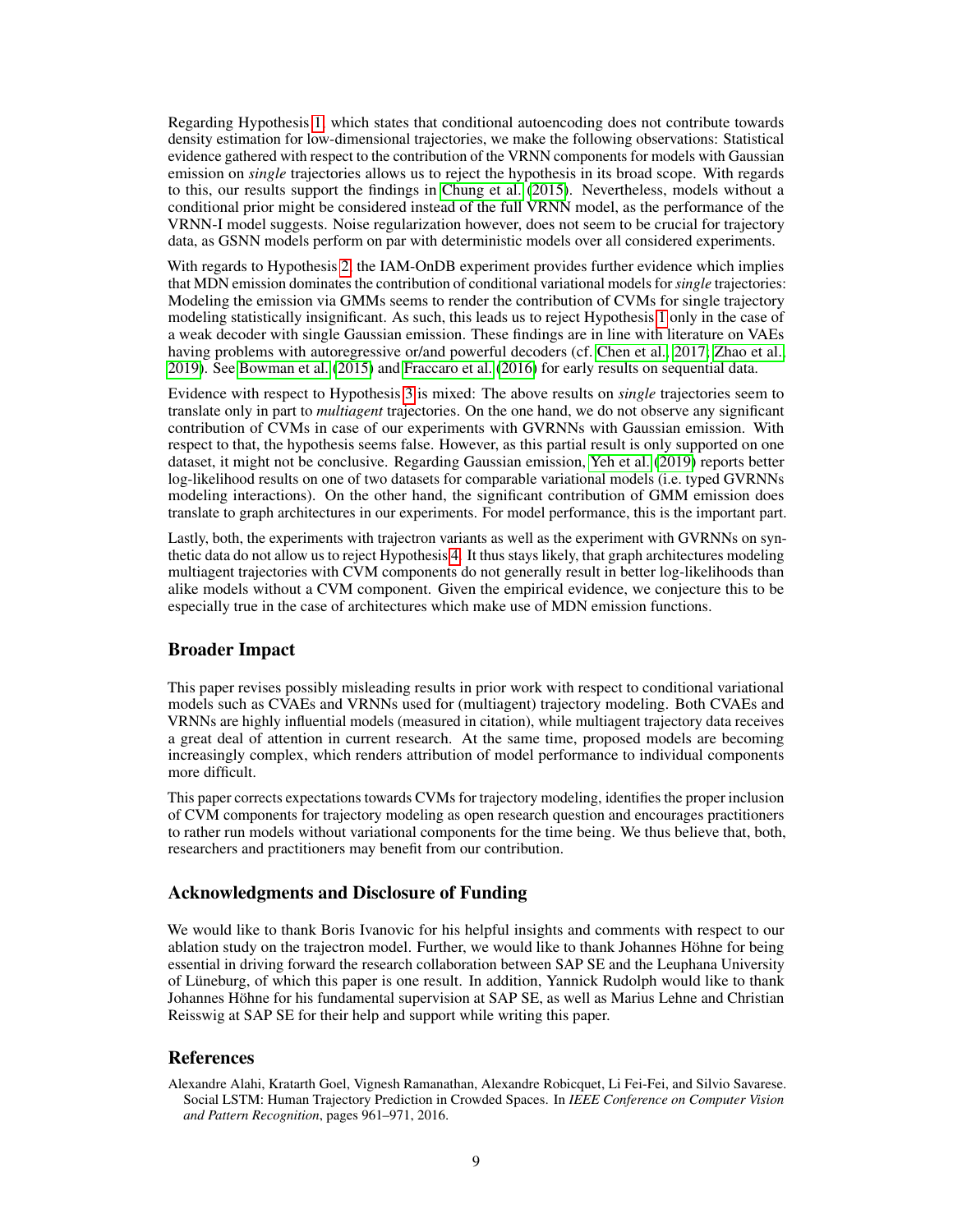Regarding Hypothesis 1, which states that conditional autoencoding does not contribute towards density estimation for low-dimensional trajectories, we make the following observations: Statistical evidence gathered with respect to the contribution of the VRNN components for models with Gaussian emission on *single* trajectories allows us to reject the hypothesis in its broad scope. With regards to this, our results support the findings in Chung et al. (2015). Nevertheless, models without a conditional prior might be considered instead of the full VRNN model, as the performance of the VRNN-I model suggests. Noise regularization however, does not seem to be crucial for trajectory data, as GSNN models perform on par with deterministic models over all considered experiments.

With regards to Hypothesis 2, the IAM-OnDB experiment provides further evidence which implies that MDN emission dominates the contribution of conditional variational models for *single* trajectories: Modeling the emission via GMMs seems to render the contribution of CVMs for single trajectory modeling statistically insignificant. As such, this leads us to reject Hypothesis 1 only in the case of a weak decoder with single Gaussian emission. These findings are in line with literature on VAEs having problems with autoregressive or/and powerful decoders (cf. Chen et al., 2017; Zhao et al., 2019). See Bowman et al. (2015) and Fraccaro et al. (2016) for early results on sequential data.

Evidence with respect to Hypothesis 3 is mixed: The above results on *single* trajectories seem to translate only in part to *multiagent* trajectories. On the one hand, we do not observe any significant contribution of CVMs in case of our experiments with GVRNNs with Gaussian emission. With respect to that, the hypothesis seems false. However, as this partial result is only supported on one dataset, it might not be conclusive. Regarding Gaussian emission, Yeh et al. (2019) reports better log-likelihood results on one of two datasets for comparable variational models (i.e. typed GVRNNs modeling interactions). On the other hand, the significant contribution of GMM emission does translate to graph architectures in our experiments. For model performance, this is the important part.

Lastly, both, the experiments with trajectron variants as well as the experiment with GVRNNs on synthetic data do not allow us to reject Hypothesis 4. It thus stays likely, that graph architectures modeling multiagent trajectories with CVM components do not generally result in better log-likelihoods than alike models without a CVM component. Given the empirical evidence, we conjecture this to be especially true in the case of architectures which make use of MDN emission functions.

## Broader Impact

This paper revises possibly misleading results in prior work with respect to conditional variational models such as CVAEs and VRNNs used for (multiagent) trajectory modeling. Both CVAEs and VRNNs are highly influential models (measured in citation), while multiagent trajectory data receives a great deal of attention in current research. At the same time, proposed models are becoming increasingly complex, which renders attribution of model performance to individual components more difficult.

This paper corrects expectations towards CVMs for trajectory modeling, identifies the proper inclusion of CVM components for trajectory modeling as open research question and encourages practitioners to rather run models without variational components for the time being. We thus believe that, both, researchers and practitioners may benefit from our contribution.

## Acknowledgments and Disclosure of Funding

We would like to thank Boris Ivanovic for his helpful insights and comments with respect to our ablation study on the trajectron model. Further, we would like to thank Johannes Höhne for being essential in driving forward the research collaboration between SAP SE and the Leuphana University of Lüneburg, of which this paper is one result. In addition, Yannick Rudolph would like to thank Johannes Höhne for his fundamental supervision at SAP SE, as well as Marius Lehne and Christian Reisswig at SAP SE for their help and support while writing this paper.

## References

Alexandre Alahi, Kratarth Goel, Vignesh Ramanathan, Alexandre Robicquet, Li Fei-Fei, and Silvio Savarese. Social LSTM: Human Trajectory Prediction in Crowded Spaces. In *IEEE Conference on Computer Vision and Pattern Recognition*, pages 961–971, 2016.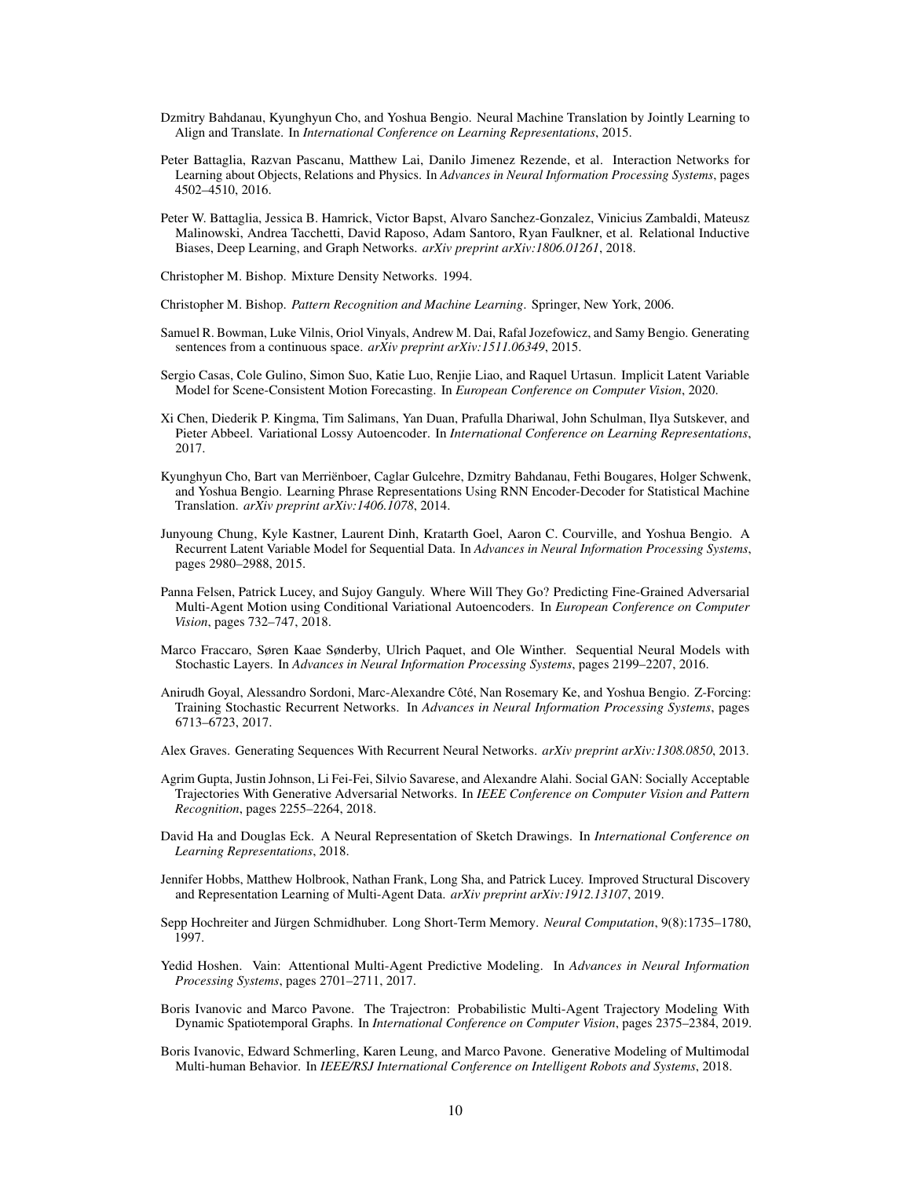Dzmitry Bahdanau, Kyunghyun Cho, and Yoshua Bengio. Neural Machine Translation by Jointly Learning to Align and Translate. In *International Conference on Learning Representations*, 2015.

Peter Battaglia, Razvan Pascanu, Matthew Lai, Danilo Jimenez Rezende, et al. Interaction Networks for Learning about Objects, Relations and Physics. In *Advances in Neural Information Processing Systems*, pages 4502–4510, 2016.

Peter W. Battaglia, Jessica B. Hamrick, Victor Bapst, Alvaro Sanchez-Gonzalez, Vinicius Zambaldi, Mateusz Malinowski, Andrea Tacchetti, David Raposo, Adam Santoro, Ryan Faulkner, et al. Relational Inductive Biases, Deep Learning, and Graph Networks. *arXiv preprint arXiv:1806.01261*, 2018.

Christopher M. Bishop. Mixture Density Networks. 1994.

Christopher M. Bishop. *Pattern Recognition and Machine Learning*. Springer, New York, 2006.

Samuel R. Bowman, Luke Vilnis, Oriol Vinyals, Andrew M. Dai, Rafal Jozefowicz, and Samy Bengio. Generating sentences from a continuous space. *arXiv preprint arXiv:1511.06349*, 2015.

Sergio Casas, Cole Gulino, Simon Suo, Katie Luo, Renjie Liao, and Raquel Urtasun. Implicit Latent Variable Model for Scene-Consistent Motion Forecasting. In *European Conference on Computer Vision*, 2020.

Xi Chen, Diederik P. Kingma, Tim Salimans, Yan Duan, Prafulla Dhariwal, John Schulman, Ilya Sutskever, and Pieter Abbeel. Variational Lossy Autoencoder. In *International Conference on Learning Representations*, 2017.

Kyunghyun Cho, Bart van Merriënboer, Caglar Gulcehre, Dzmitry Bahdanau, Fethi Bougares, Holger Schwenk, and Yoshua Bengio. Learning Phrase Representations Using RNN Encoder-Decoder for Statistical Machine Translation. *arXiv preprint arXiv:1406.1078*, 2014.

Junyoung Chung, Kyle Kastner, Laurent Dinh, Kratarth Goel, Aaron C. Courville, and Yoshua Bengio. A Recurrent Latent Variable Model for Sequential Data. In *Advances in Neural Information Processing Systems*, pages 2980–2988, 2015.

Panna Felsen, Patrick Lucey, and Sujoy Ganguly. Where Will They Go? Predicting Fine-Grained Adversarial Multi-Agent Motion using Conditional Variational Autoencoders. In *European Conference on Computer Vision*, pages 732–747, 2018.

Marco Fraccaro, Søren Kaae Sønderby, Ulrich Paquet, and Ole Winther. Sequential Neural Models with Stochastic Layers. In *Advances in Neural Information Processing Systems*, pages 2199–2207, 2016.

Anirudh Goyal, Alessandro Sordoni, Marc-Alexandre Côté, Nan Rosemary Ke, and Yoshua Bengio. Z-Forcing: Training Stochastic Recurrent Networks. In *Advances in Neural Information Processing Systems*, pages 6713–6723, 2017.

Alex Graves. Generating Sequences With Recurrent Neural Networks. *arXiv preprint arXiv:1308.0850*, 2013.

Agrim Gupta, Justin Johnson, Li Fei-Fei, Silvio Savarese, and Alexandre Alahi. Social GAN: Socially Acceptable Trajectories With Generative Adversarial Networks. In *IEEE Conference on Computer Vision and Pattern Recognition*, pages 2255–2264, 2018.

David Ha and Douglas Eck. A Neural Representation of Sketch Drawings. In *International Conference on Learning Representations*, 2018.

Jennifer Hobbs, Matthew Holbrook, Nathan Frank, Long Sha, and Patrick Lucey. Improved Structural Discovery and Representation Learning of Multi-Agent Data. *arXiv preprint arXiv:1912.13107*, 2019.

Sepp Hochreiter and Jürgen Schmidhuber. Long Short-Term Memory. *Neural Computation*, 9(8):1735–1780, 1997.

Yedid Hoshen. Vain: Attentional Multi-Agent Predictive Modeling. In *Advances in Neural Information Processing Systems*, pages 2701–2711, 2017.

Boris Ivanovic and Marco Pavone. The Trajectron: Probabilistic Multi-Agent Trajectory Modeling With Dynamic Spatiotemporal Graphs. In *International Conference on Computer Vision*, pages 2375–2384, 2019.

Boris Ivanovic, Edward Schmerling, Karen Leung, and Marco Pavone. Generative Modeling of Multimodal Multi-human Behavior. In *IEEE/RSJ International Conference on Intelligent Robots and Systems*, 2018.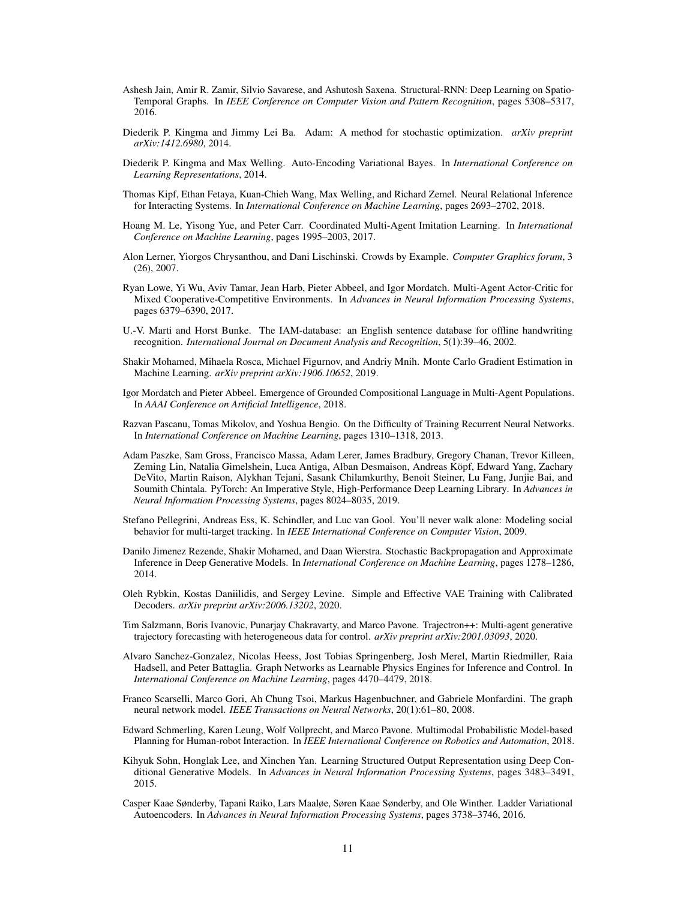Ashesh Jain, Amir R. Zamir, Silvio Savarese, and Ashutosh Saxena. Structural-RNN: Deep Learning on Spatio-Temporal Graphs. In *IEEE Conference on Computer Vision and Pattern Recognition*, pages 5308–5317, 2016.

Diederik P. Kingma and Jimmy Lei Ba. Adam: A method for stochastic optimization. *arXiv preprint arXiv:1412.6980*, 2014.

Diederik P. Kingma and Max Welling. Auto-Encoding Variational Bayes. In *International Conference on Learning Representations*, 2014.

Thomas Kipf, Ethan Fetaya, Kuan-Chieh Wang, Max Welling, and Richard Zemel. Neural Relational Inference for Interacting Systems. In *International Conference on Machine Learning*, pages 2693–2702, 2018.

Hoang M. Le, Yisong Yue, and Peter Carr. Coordinated Multi-Agent Imitation Learning. In *International Conference on Machine Learning*, pages 1995–2003, 2017.

Alon Lerner, Yiorgos Chrysanthou, and Dani Lischinski. Crowds by Example. *Computer Graphics forum*, 3 (26), 2007.

Ryan Lowe, Yi Wu, Aviv Tamar, Jean Harb, Pieter Abbeel, and Igor Mordatch. Multi-Agent Actor-Critic for Mixed Cooperative-Competitive Environments. In *Advances in Neural Information Processing Systems*, pages 6379–6390, 2017.

U.-V. Marti and Horst Bunke. The IAM-database: an English sentence database for offline handwriting recognition. *International Journal on Document Analysis and Recognition*, 5(1):39–46, 2002.

Shakir Mohamed, Mihaela Rosca, Michael Figurnov, and Andriy Mnih. Monte Carlo Gradient Estimation in Machine Learning. *arXiv preprint arXiv:1906.10652*, 2019.

Igor Mordatch and Pieter Abbeel. Emergence of Grounded Compositional Language in Multi-Agent Populations. In *AAAI Conference on Artificial Intelligence*, 2018.

Razvan Pascanu, Tomas Mikolov, and Yoshua Bengio. On the Difficulty of Training Recurrent Neural Networks. In *International Conference on Machine Learning*, pages 1310–1318, 2013.

Adam Paszke, Sam Gross, Francisco Massa, Adam Lerer, James Bradbury, Gregory Chanan, Trevor Killeen, Zeming Lin, Natalia Gimelshein, Luca Antiga, Alban Desmaison, Andreas Köpf, Edward Yang, Zachary DeVito, Martin Raison, Alykhan Tejani, Sasank Chilamkurthy, Benoit Steiner, Lu Fang, Junjie Bai, and Soumith Chintala. PyTorch: An Imperative Style, High-Performance Deep Learning Library. In *Advances in Neural Information Processing Systems*, pages 8024–8035, 2019.

Stefano Pellegrini, Andreas Ess, K. Schindler, and Luc van Gool. You'll never walk alone: Modeling social behavior for multi-target tracking. In *IEEE International Conference on Computer Vision*, 2009.

Danilo Jimenez Rezende, Shakir Mohamed, and Daan Wierstra. Stochastic Backpropagation and Approximate Inference in Deep Generative Models. In *International Conference on Machine Learning*, pages 1278–1286, 2014.

Oleh Rybkin, Kostas Daniilidis, and Sergey Levine. Simple and Effective VAE Training with Calibrated Decoders. *arXiv preprint arXiv:2006.13202*, 2020.

Tim Salzmann, Boris Ivanovic, Punarjay Chakravarty, and Marco Pavone. Trajectron++: Multi-agent generative trajectory forecasting with heterogeneous data for control. *arXiv preprint arXiv:2001.03093*, 2020.

Alvaro Sanchez-Gonzalez, Nicolas Heess, Jost Tobias Springenberg, Josh Merel, Martin Riedmiller, Raia Hadsell, and Peter Battaglia. Graph Networks as Learnable Physics Engines for Inference and Control. In *International Conference on Machine Learning*, pages 4470–4479, 2018.

Franco Scarselli, Marco Gori, Ah Chung Tsoi, Markus Hagenbuchner, and Gabriele Monfardini. The graph neural network model. *IEEE Transactions on Neural Networks*, 20(1):61–80, 2008.

Edward Schmerling, Karen Leung, Wolf Vollprecht, and Marco Pavone. Multimodal Probabilistic Model-based Planning for Human-robot Interaction. In *IEEE International Conference on Robotics and Automation*, 2018.

Kihyuk Sohn, Honglak Lee, and Xinchen Yan. Learning Structured Output Representation using Deep Conditional Generative Models. In *Advances in Neural Information Processing Systems*, pages 3483–3491, 2015.

Casper Kaae Sønderby, Tapani Raiko, Lars Maaløe, Søren Kaae Sønderby, and Ole Winther. Ladder Variational Autoencoders. In *Advances in Neural Information Processing Systems*, pages 3738–3746, 2016.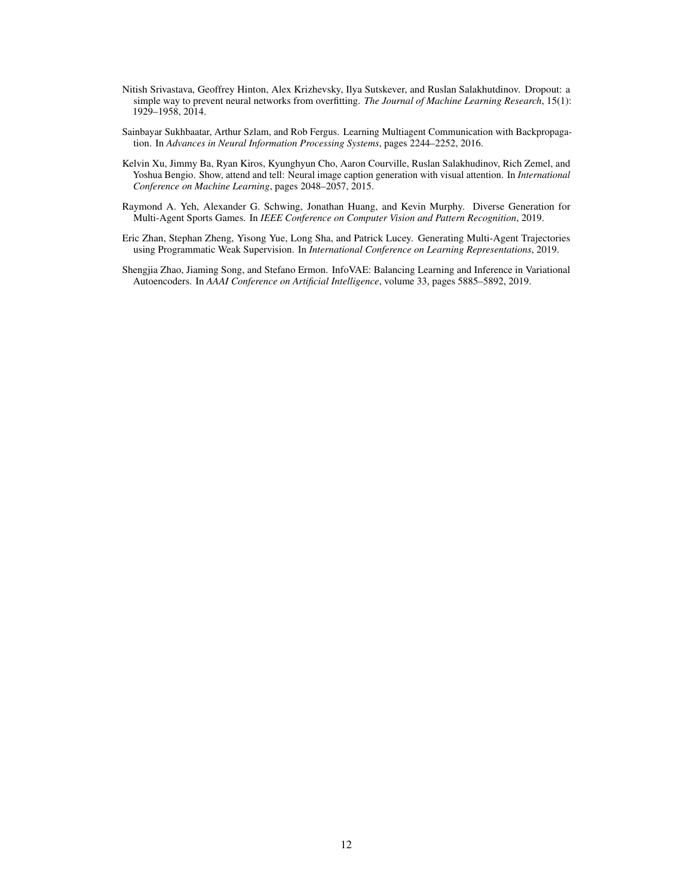Nitish Srivastava, Geoffrey Hinton, Alex Krizhevsky, Ilya Sutskever, and Ruslan Salakhutdinov. Dropout: a simple way to prevent neural networks from overfitting. *The Journal of Machine Learning Research*, 15(1): 1929–1958, 2014.

Sainbayar Sukhbaatar, Arthur Szlam, and Rob Fergus. Learning Multiagent Communication with Backpropagation. In *Advances in Neural Information Processing Systems*, pages 2244–2252, 2016.

Kelvin Xu, Jimmy Ba, Ryan Kiros, Kyunghyun Cho, Aaron Courville, Ruslan Salakhudinov, Rich Zemel, and Yoshua Bengio. Show, attend and tell: Neural image caption generation with visual attention. In *International Conference on Machine Learning*, pages 2048–2057, 2015.

Raymond A. Yeh, Alexander G. Schwing, Jonathan Huang, and Kevin Murphy. Diverse Generation for Multi-Agent Sports Games. In *IEEE Conference on Computer Vision and Pattern Recognition*, 2019.

Eric Zhan, Stephan Zheng, Yisong Yue, Long Sha, and Patrick Lucey. Generating Multi-Agent Trajectories using Programmatic Weak Supervision. In *International Conference on Learning Representations*, 2019.

Shengjia Zhao, Jiaming Song, and Stefano Ermon. InfoVAE: Balancing Learning and Inference in Variational Autoencoders. In *AAAI Conference on Artificial Intelligence*, volume 33, pages 5885–5892, 2019.